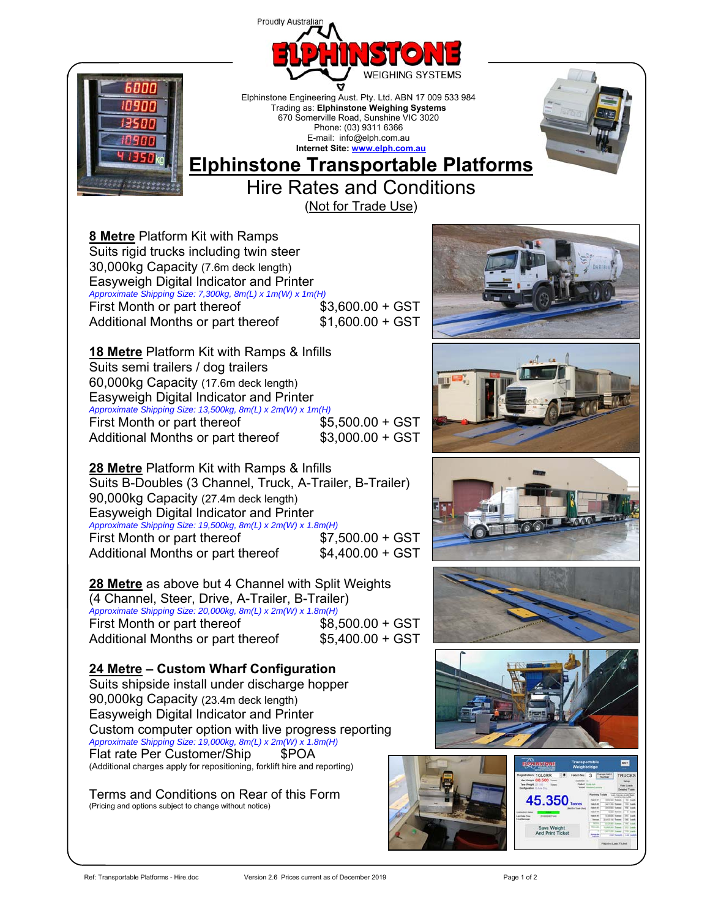Proudly Australian

ELPHINSTONE WEIGHING SYSTEMS

Elphinstone Engineering Aust. Pty. Ltd. ABN 17 009 533 984
Trading as: **Elphinstone Weighing Systems**
670 Somerville Road, Sunshine VIC 3020
Phone: (03) 9311 6366
E-mail: info@elph.com.au
**Internet Site: www.elph.com.au**

# Elphinstone Transportable Platforms

## Hire Rates and Conditions

(Not for Trade Use)

**8 Metre** Platform Kit with Ramps
Suits rigid trucks including twin steer
30,000kg Capacity (7.6m deck length)
Easyweigh Digital Indicator and Printer
*Approximate Shipping Size: 7,300kg, 8m(L) x 1m(W) x 1m(H)*

| | |
|---|---|
| First Month or part thereof | $3,600.00 + GST |
| Additional Months or part thereof | $1,600.00 + GST |

**18 Metre** Platform Kit with Ramps & Infills
Suits semi trailers / dog trailers
60,000kg Capacity (17.6m deck length)
Easyweigh Digital Indicator and Printer
*Approximate Shipping Size: 13,500kg, 8m(L) x 2m(W) x 1m(H)*

| | |
|---|---|
| First Month or part thereof | $5,500.00 + GST |
| Additional Months or part thereof | $3,000.00 + GST |

**28 Metre** Platform Kit with Ramps & Infills
Suits B-Doubles (3 Channel, Truck, A-Trailer, B-Trailer)
90,000kg Capacity (27.4m deck length)
Easyweigh Digital Indicator and Printer
*Approximate Shipping Size: 19,500kg, 8m(L) x 2m(W) x 1.8m(H)*

| | |
|---|---|
| First Month or part thereof | $7,500.00 + GST |
| Additional Months or part thereof | $4,400.00 + GST |

**28 Metre** as above but 4 Channel with Split Weights
(4 Channel, Steer, Drive, A-Trailer, B-Trailer)
*Approximate Shipping Size: 20,000kg, 8m(L) x 2m(W) x 1.8m(H)*

| | |
|---|---|
| First Month or part thereof | $8,500.00 + GST |
| Additional Months or part thereof | $5,400.00 + GST |

**24 Metre – Custom Wharf Configuration**
Suits shipside install under discharge hopper
90,000kg Capacity (23.4m deck length)
Easyweigh Digital Indicator and Printer
Custom computer option with live progress reporting
*Approximate Shipping Size: 19,000kg, 8m(L) x 2m(W) x 1.8m(H)*
Flat rate Per Customer/Ship $POA
(Additional charges apply for repositioning, forklift hire and reporting)

Terms and Conditions on Rear of this Form
(Pricing and options subject to change without notice)

Ref: Transportable Platforms - Hire.doc Version 2.6 Prices current as of December 2019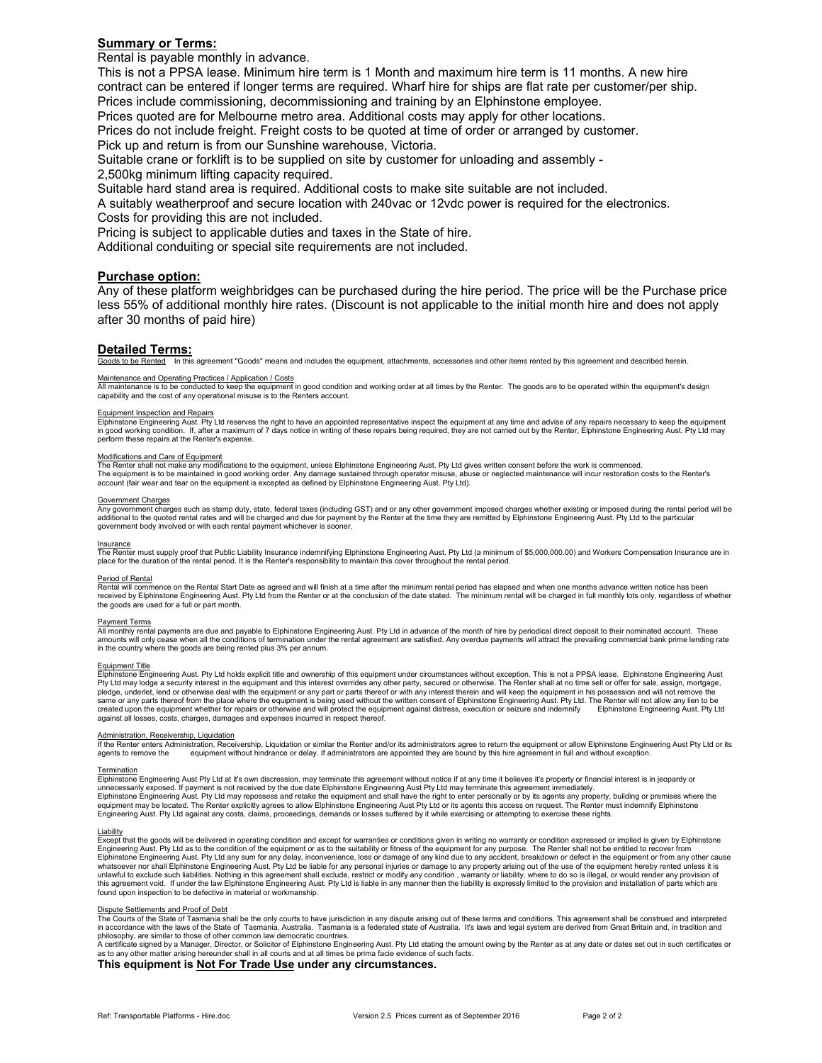## Summary or Terms:

Rental is payable monthly in advance.

This is not a PPSA lease. Minimum hire term is 1 Month and maximum hire term is 11 months. A new hire contract can be entered if longer terms are required. Wharf hire for ships are flat rate per customer/per ship.

Prices include commissioning, decommissioning and training by an Elphinstone employee.

Prices quoted are for Melbourne metro area. Additional costs may apply for other locations.

Prices do not include freight. Freight costs to be quoted at time of order or arranged by customer.

Pick up and return is from our Sunshine warehouse, Victoria.

Suitable crane or forklift is to be supplied on site by customer for unloading and assembly - 2,500kg minimum lifting capacity required.

Suitable hard stand area is required. Additional costs to make site suitable are not included.

A suitably weatherproof and secure location with 240vac or 12vdc power is required for the electronics. Costs for providing this are not included.

Pricing is subject to applicable duties and taxes in the State of hire.

Additional conduiting or special site requirements are not included.

## Purchase option:

Any of these platform weighbridges can be purchased during the hire period. The price will be the Purchase price less 55% of additional monthly hire rates. (Discount is not applicable to the initial month hire and does not apply after 30 months of paid hire)

## Detailed Terms:

Goods to be Rented   In this agreement "Goods" means and includes the equipment, attachments, accessories and other items rented by this agreement and described herein.

Maintenance and Operating Practices / Application / Costs
All maintenance is to be conducted to keep the equipment in good condition and working order at all times by the Renter. The goods are to be operated within the equipment's design capability and the cost of any operational misuse is to the Renters account.

Equipment Inspection and Repairs
Elphinstone Engineering Aust. Pty Ltd reserves the right to have an appointed representative inspect the equipment at any time and advise of any repairs necessary to keep the equipment in good working condition. If, after a maximum of 7 days notice in writing of these repairs being required, they are not carried out by the Renter, Elphinstone Engineering Aust. Pty Ltd may perform these repairs at the Renter's expense.

Modifications and Care of Equipment
The Renter shall not make any modifications to the equipment, unless Elphinstone Engineering Aust. Pty Ltd gives written consent before the work is commenced.
The equipment is to be maintained in good working order. Any damage sustained through operator misuse, abuse or neglected maintenance will incur restoration costs to the Renter's account (fair wear and tear on the equipment is excepted as defined by Elphinstone Engineering Aust. Pty Ltd).

Government Charges
Any government charges such as stamp duty, state, federal taxes (including GST) and or any other government imposed charges whether existing or imposed during the rental period will be additional to the quoted rental rates and will be charged and due for payment by the Renter at the time they are remitted by Elphinstone Engineering Aust. Pty Ltd to the particular government body involved or with each rental payment whichever is sooner.

Insurance
The Renter must supply proof that Public Liability Insurance indemnifying Elphinstone Engineering Aust. Pty Ltd (a minimum of $5,000,000.00) and Workers Compensation Insurance are in place for the duration of the rental period. It is the Renter's responsibility to maintain this cover throughout the rental period.

Period of Rental
Rental will commence on the Rental Start Date as agreed and will finish at a time after the minimum rental period has elapsed and when one months advance written notice has been received by Elphinstone Engineering Aust. Pty Ltd from the Renter or at the conclusion of the date stated. The minimum rental will be charged in full monthly lots only, regardless of whether the goods are used for a full or part month.

Payment Terms
All monthly rental payments are due and payable to Elphinstone Engineering Aust. Pty Ltd in advance of the month of hire by periodical direct deposit to their nominated account. These amounts will only cease when all the conditions of termination under the rental agreement are satisfied. Any overdue payments will attract the prevailing commercial bank prime lending rate in the country where the goods are being rented plus 3% per annum.

Equipment Title
Elphinstone Engineering Aust. Pty Ltd holds explicit title and ownership of this equipment under circumstances without exception. This is not a PPSA lease. Elphinstone Engineering Aust Pty Ltd may lodge a security interest in the equipment and this interest overrides any other party, secured or otherwise. The Renter shall at no time sell or offer for sale, assign, mortgage, pledge, underlet, lend or otherwise deal with the equipment or any part or parts thereof or with any interest therein and will keep the equipment in his possession and will not remove the same or any parts thereof from the place where the equipment is being used without the written consent of Elphinstone Engineering Aust. Pty Ltd. The Renter will not allow any lien to be created upon the equipment whether for repairs or otherwise and will protect the equipment against distress, execution or seizure and indemnify Elphinstone Engineering Aust. Pty Ltd against all losses, costs, charges, damages and expenses incurred in respect thereof.

Administration, Receivership, Liquidation
If the Renter enters Administration, Receivership, Liquidation or similar the Renter and/or its administrators agree to return the equipment or allow Elphinstone Engineering Aust Pty Ltd or its agents to remove the equipment without hindrance or delay. If administrators are appointed they are bound by this hire agreement in full and without exception.

Termination
Elphinstone Engineering Aust Pty Ltd at it's own discression, may terminate this agreement without notice if at any time it believes it's property or financial interest is in jeopardy or unnecessarily exposed. If payment is not received by the due date Elphinstone Engineering Aust Pty Ltd may terminate this agreement immediately.
Elphinstone Engineering Aust. Pty Ltd may repossess and retake the equipment and shall have the right to enter personally or by its agents any property, building or premises where the equipment may be located. The Renter explicitly agrees to allow Elphinstone Engineering Aust Pty Ltd or its agents this access on request. The Renter must indemnify Elphinstone Engineering Aust. Pty Ltd against any costs, claims, proceedings, demands or losses suffered by it while exercising or attempting to exercise these rights.

Liability
Except that the goods will be delivered in operating condition and except for warranties or conditions given in writing no warranty or condition expressed or implied is given by Elphinstone Engineering Aust. Pty Ltd as to the condition of the equipment or as to the suitability or fitness of the equipment for any purpose. The Renter shall not be entitled to recover from Elphinstone Engineering Aust. Pty Ltd any sum for any delay, inconvenience, loss or damage of any kind due to any accident, breakdown or defect in the equipment or from any other cause whatsoever nor shall Elphinstone Engineering Aust. Pty Ltd be liable for any personal injuries or damage to any property arising out of the use of the equipment hereby rented unless it is unlawful to exclude such liabilities. Nothing in this agreement shall exclude, restrict or modify any condition , warranty or liability, where to do so is illegal, or would render any provision of this agreement void. If under the law Elphinstone Engineering Aust. Pty Ltd is liable in any manner then the liability is expressly limited to the provision and installation of parts which are found upon inspection to be defective in material or workmanship.

Dispute Settlements and Proof of Debt
The Courts of the State of Tasmania shall be the only courts to have jurisdiction in any dispute arising out of these terms and conditions. This agreement shall be construed and interpreted in accordance with the laws of the State of Tasmania, Australia. Tasmania is a federated state of Australia. It's laws and legal system are derived from Great Britain and, in tradition and philosophy, are similar to those of other common law democratic countries.
A certificate signed by a Manager, Director, or Solicitor of Elphinstone Engineering Aust. Pty Ltd stating the amount owing by the Renter as at any date or dates set out in such certificates or as to any other matter arising hereunder shall in all courts and at all times be prima facie evidence of such facts.

**This equipment is Not For Trade Use under any circumstances.**

Ref: Transportable Platforms - Hire.doc     Version 2.5 Prices current as of September 2016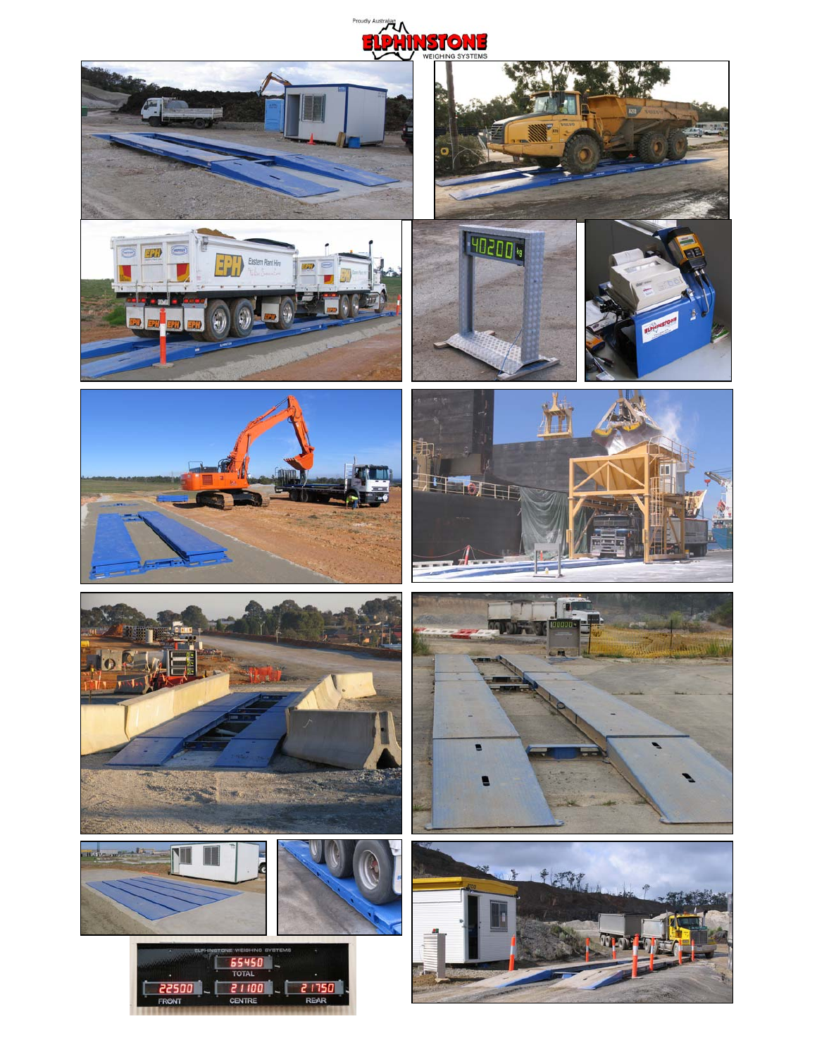Proudly Australian

ELPHINSTONE

WEIGHING SYSTEMS